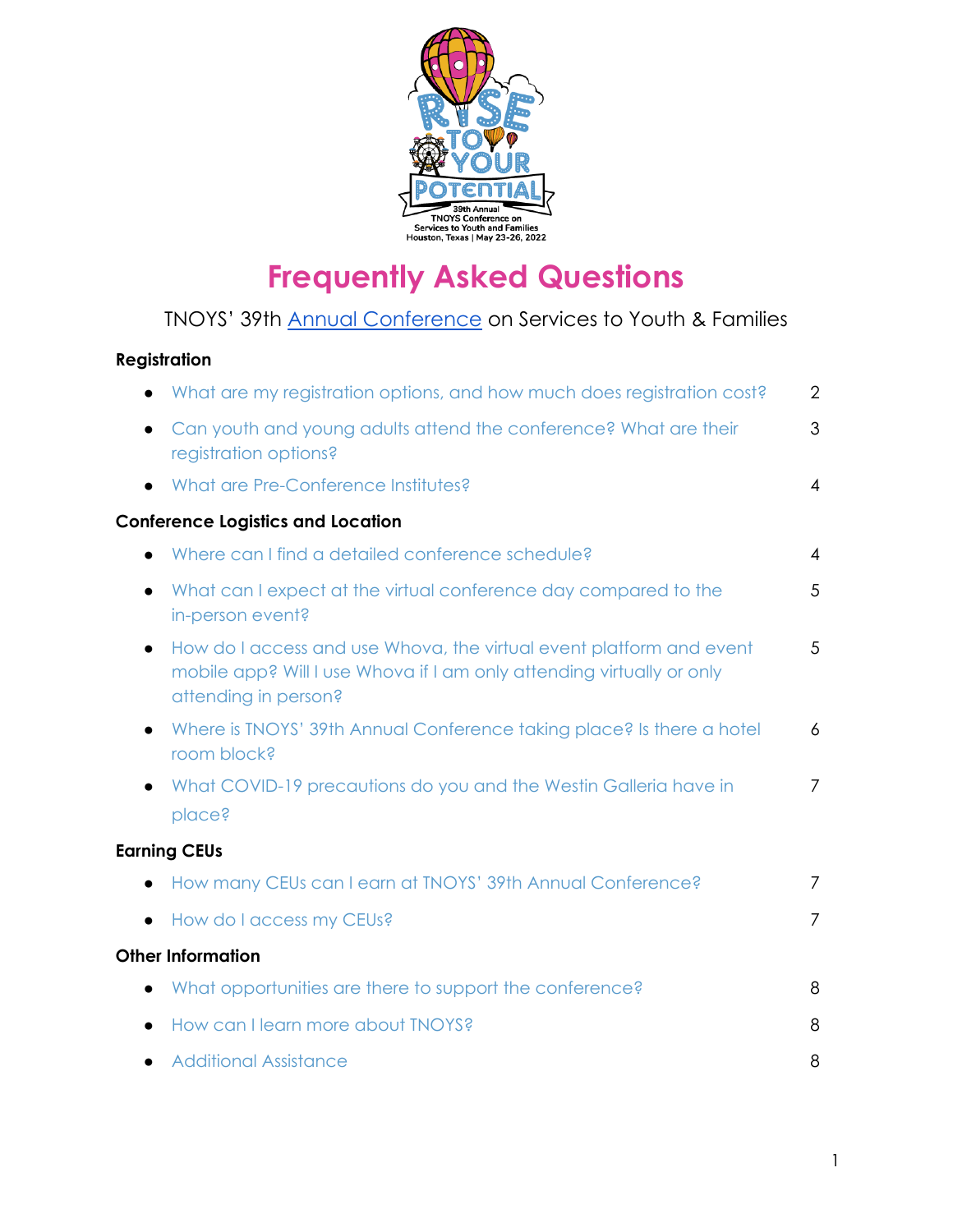# Frequently Asked Questions

TNOYS' 39th Annual Conference on Services to Youth & Families

**Registration**

- What are my registration options, and how much does registration cost? 2
- Can youth and young adults attend the conference? What are their registration options? 3
- What are Pre-Conference Institutes? 4

**Conference Logistics and Location**

- Where can I find a detailed conference schedule? 4
- What can I expect at the virtual conference day compared to the in-person event? 5
- How do I access and use Whova, the virtual event platform and event mobile app? Will I use Whova if I am only attending virtually or only attending in person? 5
- Where is TNOYS' 39th Annual Conference taking place? Is there a hotel room block? 6
- What COVID-19 precautions do you and the Westin Galleria have in place? 7

**Earning CEUs**

- How many CEUs can I earn at TNOYS' 39th Annual Conference? 7
- How do I access my CEUs? 7

**Other Information**

- What opportunities are there to support the conference? 8
- How can I learn more about TNOYS? 8
- Additional Assistance 8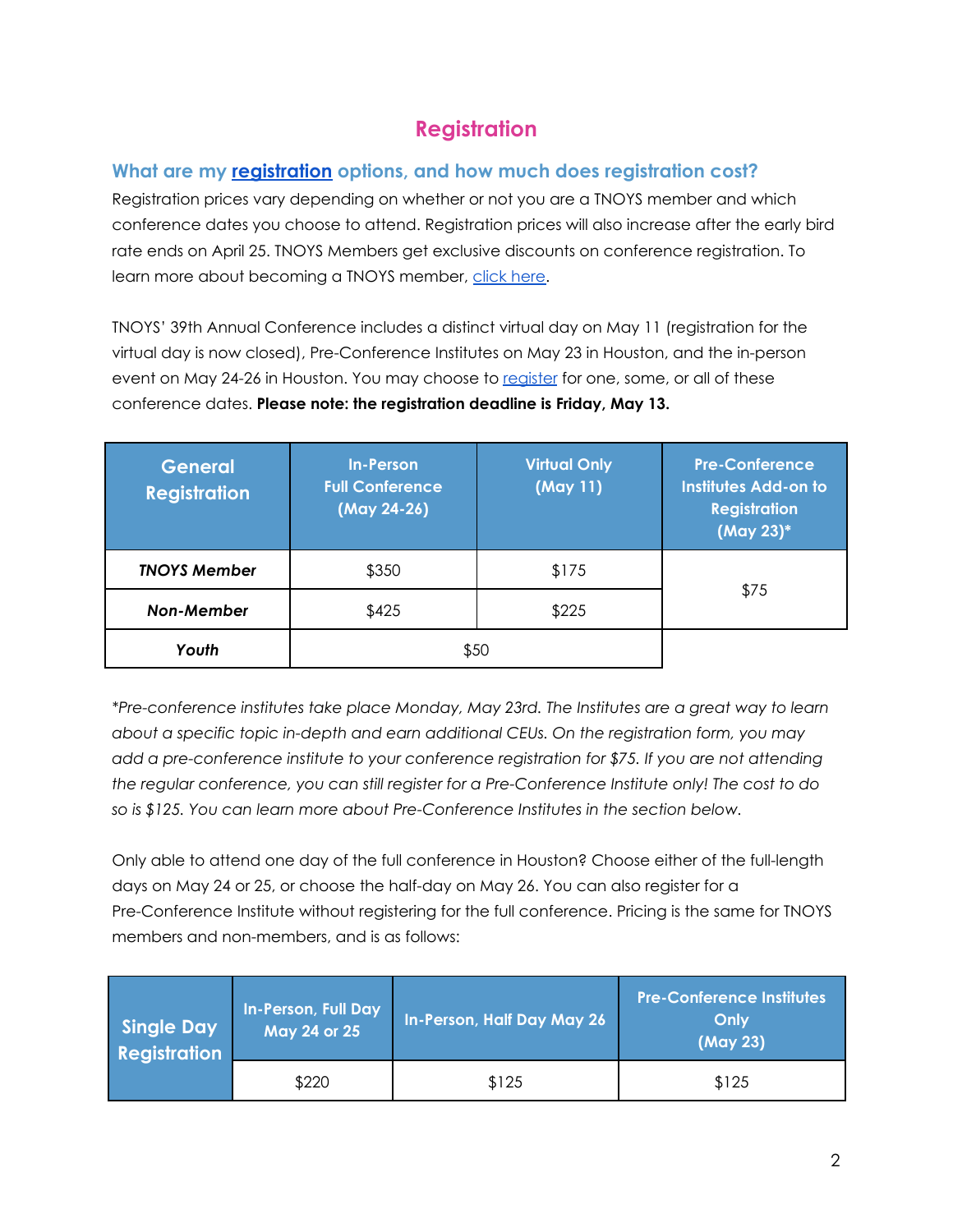# Registration

### What are my registration options, and how much does registration cost?

Registration prices vary depending on whether or not you are a TNOYS member and which conference dates you choose to attend. Registration prices will also increase after the early bird rate ends on April 25. TNOYS Members get exclusive discounts on conference registration. To learn more about becoming a TNOYS member, click here.

TNOYS' 39th Annual Conference includes a distinct virtual day on May 11 (registration for the virtual day is now closed), Pre-Conference Institutes on May 23 in Houston, and the in-person event on May 24-26 in Houston. You may choose to register for one, some, or all of these conference dates. **Please note: the registration deadline is Friday, May 13.**

| General Registration | In-Person Full Conference (May 24-26) | Virtual Only (May 11) | Pre-Conference Institutes Add-on to Registration (May 23)* |
|---|---|---|---|
| ***TNOYS Member*** | $350 | $175 | $75 |
| ***Non-Member*** | $425 | $225 | |
| ***Youth*** | $50 | | |

*\*Pre-conference institutes take place Monday, May 23rd. The Institutes are a great way to learn about a specific topic in-depth and earn additional CEUs. On the registration form, you may add a pre-conference institute to your conference registration for $75. If you are not attending the regular conference, you can still register for a Pre-Conference Institute only! The cost to do so is $125. You can learn more about Pre-Conference Institutes in the section below.*

Only able to attend one day of the full conference in Houston? Choose either of the full-length days on May 24 or 25, or choose the half-day on May 26. You can also register for a Pre-Conference Institute without registering for the full conference. Pricing is the same for TNOYS members and non-members, and is as follows:

| Single Day Registration | In-Person, Full Day May 24 or 25 | In-Person, Half Day May 26 | Pre-Conference Institutes Only (May 23) |
|---|---|---|---|
| | $220 | $125 | $125 |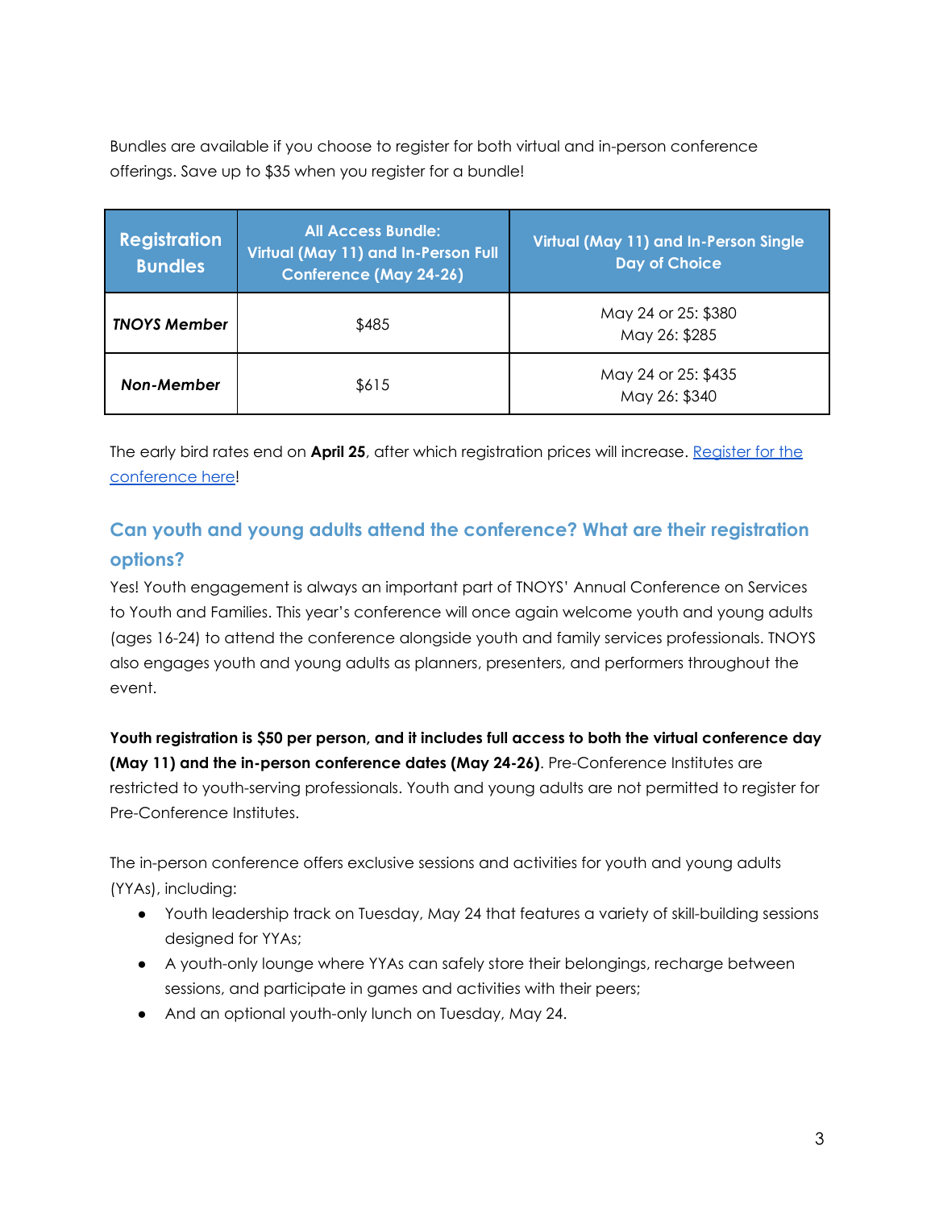Bundles are available if you choose to register for both virtual and in-person conference offerings. Save up to $35 when you register for a bundle!

| Registration Bundles | All Access Bundle: Virtual (May 11) and In-Person Full Conference (May 24-26) | Virtual (May 11) and In-Person Single Day of Choice |
|---|---|---|
| ***TNOYS Member*** | $485 | May 24 or 25: $380<br>May 26: $285 |
| ***Non-Member*** | $615 | May 24 or 25: $435<br>May 26: $340 |

The early bird rates end on **April 25**, after which registration prices will increase. [Register for the conference here]!

## Can youth and young adults attend the conference? What are their registration options?

Yes! Youth engagement is always an important part of TNOYS' Annual Conference on Services to Youth and Families. This year's conference will once again welcome youth and young adults (ages 16-24) to attend the conference alongside youth and family services professionals. TNOYS also engages youth and young adults as planners, presenters, and performers throughout the event.

**Youth registration is $50 per person, and it includes full access to both the virtual conference day (May 11) and the in-person conference dates (May 24-26)**. Pre-Conference Institutes are restricted to youth-serving professionals. Youth and young adults are not permitted to register for Pre-Conference Institutes.

The in-person conference offers exclusive sessions and activities for youth and young adults (YYAs), including:

- Youth leadership track on Tuesday, May 24 that features a variety of skill-building sessions designed for YYAs;
- A youth-only lounge where YYAs can safely store their belongings, recharge between sessions, and participate in games and activities with their peers;
- And an optional youth-only lunch on Tuesday, May 24.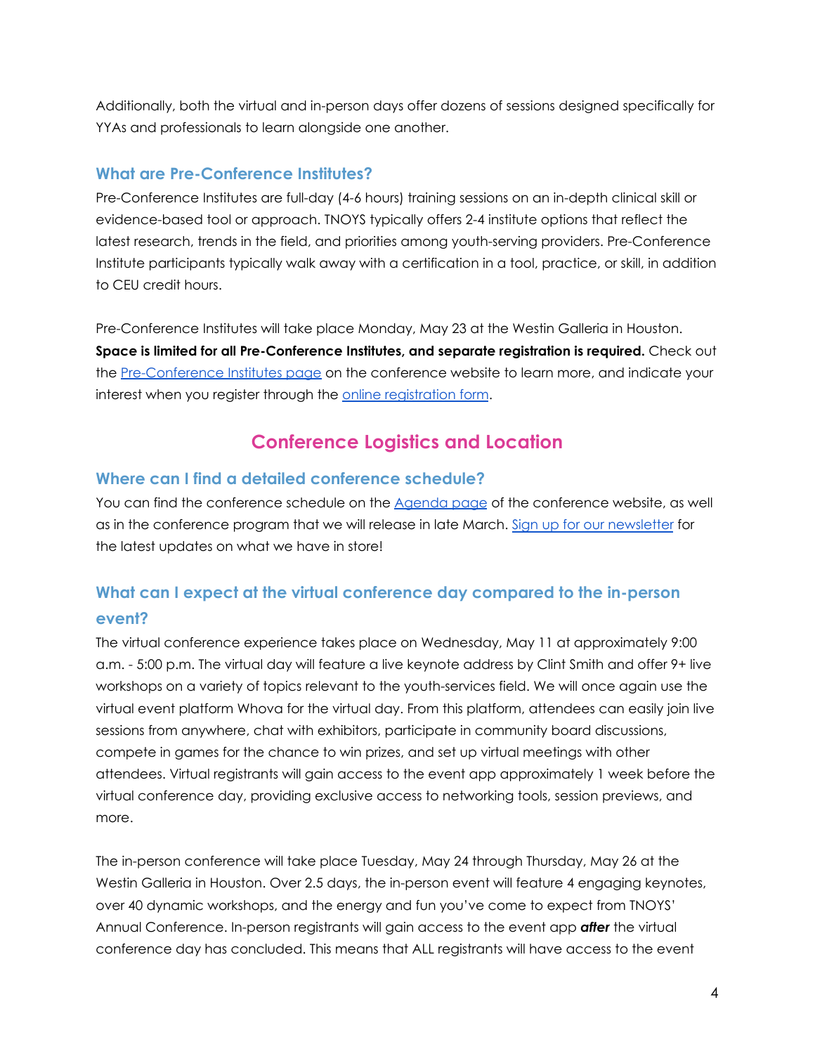Additionally, both the virtual and in-person days offer dozens of sessions designed specifically for YYAs and professionals to learn alongside one another.

### What are Pre-Conference Institutes?

Pre-Conference Institutes are full-day (4-6 hours) training sessions on an in-depth clinical skill or evidence-based tool or approach. TNOYS typically offers 2-4 institute options that reflect the latest research, trends in the field, and priorities among youth-serving providers. Pre-Conference Institute participants typically walk away with a certification in a tool, practice, or skill, in addition to CEU credit hours.

Pre-Conference Institutes will take place Monday, May 23 at the Westin Galleria in Houston. **Space is limited for all Pre-Conference Institutes, and separate registration is required.** Check out the Pre-Conference Institutes page on the conference website to learn more, and indicate your interest when you register through the online registration form.

## Conference Logistics and Location

### Where can I find a detailed conference schedule?

You can find the conference schedule on the Agenda page of the conference website, as well as in the conference program that we will release in late March. Sign up for our newsletter for the latest updates on what we have in store!

### What can I expect at the virtual conference day compared to the in-person event?

The virtual conference experience takes place on Wednesday, May 11 at approximately 9:00 a.m. - 5:00 p.m. The virtual day will feature a live keynote address by Clint Smith and offer 9+ live workshops on a variety of topics relevant to the youth-services field. We will once again use the virtual event platform Whova for the virtual day. From this platform, attendees can easily join live sessions from anywhere, chat with exhibitors, participate in community board discussions, compete in games for the chance to win prizes, and set up virtual meetings with other attendees. Virtual registrants will gain access to the event app approximately 1 week before the virtual conference day, providing exclusive access to networking tools, session previews, and more.

The in-person conference will take place Tuesday, May 24 through Thursday, May 26 at the Westin Galleria in Houston. Over 2.5 days, the in-person event will feature 4 engaging keynotes, over 40 dynamic workshops, and the energy and fun you've come to expect from TNOYS' Annual Conference. In-person registrants will gain access to the event app ***after*** the virtual conference day has concluded. This means that ALL registrants will have access to the event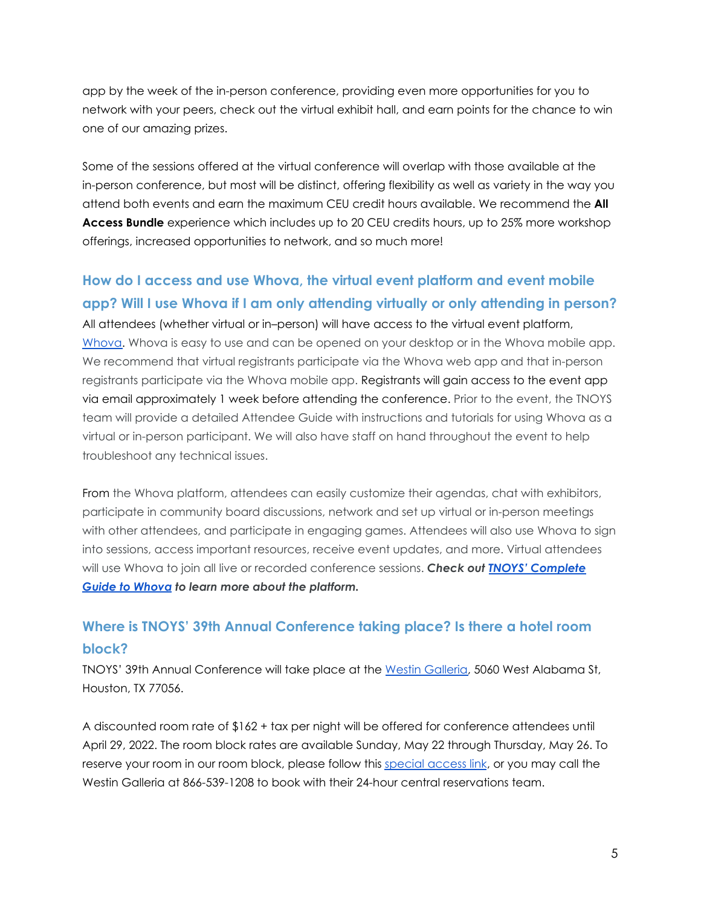app by the week of the in-person conference, providing even more opportunities for you to network with your peers, check out the virtual exhibit hall, and earn points for the chance to win one of our amazing prizes.

Some of the sessions offered at the virtual conference will overlap with those available at the in-person conference, but most will be distinct, offering flexibility as well as variety in the way you attend both events and earn the maximum CEU credit hours available. We recommend the **All Access Bundle** experience which includes up to 20 CEU credits hours, up to 25% more workshop offerings, increased opportunities to network, and so much more!

### How do I access and use Whova, the virtual event platform and event mobile app? Will I use Whova if I am only attending virtually or only attending in person?

All attendees (whether virtual or in–person) will have access to the virtual event platform, Whova. Whova is easy to use and can be opened on your desktop or in the Whova mobile app. We recommend that virtual registrants participate via the Whova web app and that in-person registrants participate via the Whova mobile app. Registrants will gain access to the event app via email approximately 1 week before attending the conference. Prior to the event, the TNOYS team will provide a detailed Attendee Guide with instructions and tutorials for using Whova as a virtual or in-person participant. We will also have staff on hand throughout the event to help troubleshoot any technical issues.

From the Whova platform, attendees can easily customize their agendas, chat with exhibitors, participate in community board discussions, network and set up virtual or in-person meetings with other attendees, and participate in engaging games. Attendees will also use Whova to sign into sessions, access important resources, receive event updates, and more. Virtual attendees will use Whova to join all live or recorded conference sessions. ***Check out TNOYS' Complete Guide to Whova to learn more about the platform.***

### Where is TNOYS' 39th Annual Conference taking place? Is there a hotel room block?

TNOYS' 39th Annual Conference will take place at the Westin Galleria, 5060 West Alabama St, Houston, TX 77056.

A discounted room rate of $162 + tax per night will be offered for conference attendees until April 29, 2022. The room block rates are available Sunday, May 22 through Thursday, May 26. To reserve your room in our room block, please follow this special access link, or you may call the Westin Galleria at 866-539-1208 to book with their 24-hour central reservations team.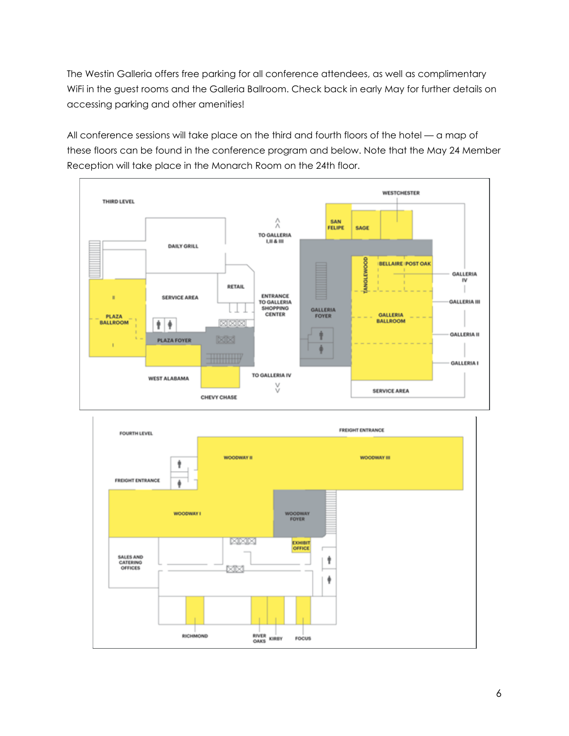The Westin Galleria offers free parking for all conference attendees, as well as complimentary WiFi in the guest rooms and the Galleria Ballroom. Check back in early May for further details on accessing parking and other amenities!

All conference sessions will take place on the third and fourth floors of the hotel — a map of these floors can be found in the conference program and below. Note that the May 24 Member Reception will take place in the Monarch Room on the 24th floor.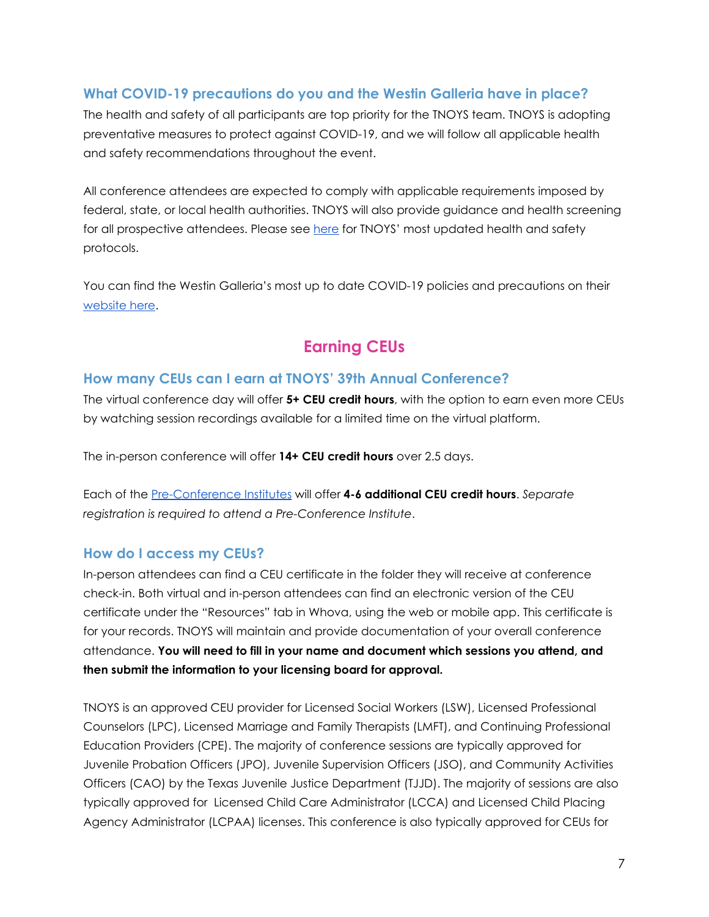### What COVID-19 precautions do you and the Westin Galleria have in place?

The health and safety of all participants are top priority for the TNOYS team. TNOYS is adopting preventative measures to protect against COVID-19, and we will follow all applicable health and safety recommendations throughout the event.

All conference attendees are expected to comply with applicable requirements imposed by federal, state, or local health authorities. TNOYS will also provide guidance and health screening for all prospective attendees. Please see here for TNOYS' most updated health and safety protocols.

You can find the Westin Galleria's most up to date COVID-19 policies and precautions on their website here.

## Earning CEUs

### How many CEUs can I earn at TNOYS' 39th Annual Conference?

The virtual conference day will offer **5+ CEU credit hours**, with the option to earn even more CEUs by watching session recordings available for a limited time on the virtual platform.

The in-person conference will offer **14+ CEU credit hours** over 2.5 days.

Each of the Pre-Conference Institutes will offer **4-6 additional CEU credit hours**. *Separate registration is required to attend a Pre-Conference Institute*.

### How do I access my CEUs?

In-person attendees can find a CEU certificate in the folder they will receive at conference check-in. Both virtual and in-person attendees can find an electronic version of the CEU certificate under the "Resources" tab in Whova, using the web or mobile app. This certificate is for your records. TNOYS will maintain and provide documentation of your overall conference attendance. **You will need to fill in your name and document which sessions you attend, and then submit the information to your licensing board for approval.**

TNOYS is an approved CEU provider for Licensed Social Workers (LSW), Licensed Professional Counselors (LPC), Licensed Marriage and Family Therapists (LMFT), and Continuing Professional Education Providers (CPE). The majority of conference sessions are typically approved for Juvenile Probation Officers (JPO), Juvenile Supervision Officers (JSO), and Community Activities Officers (CAO) by the Texas Juvenile Justice Department (TJJD). The majority of sessions are also typically approved for Licensed Child Care Administrator (LCCA) and Licensed Child Placing Agency Administrator (LCPAA) licenses. This conference is also typically approved for CEUs for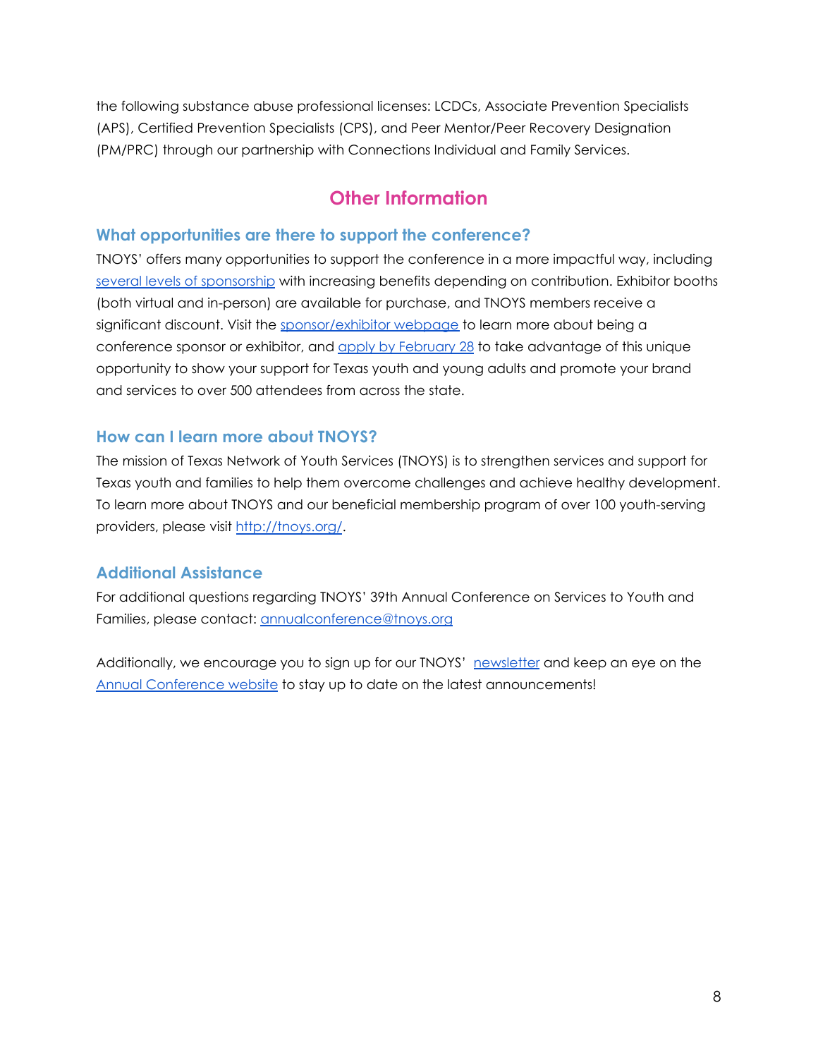the following substance abuse professional licenses: LCDCs, Associate Prevention Specialists (APS), Certified Prevention Specialists (CPS), and Peer Mentor/Peer Recovery Designation (PM/PRC) through our partnership with Connections Individual and Family Services.

## Other Information

### What opportunities are there to support the conference?

TNOYS' offers many opportunities to support the conference in a more impactful way, including several levels of sponsorship with increasing benefits depending on contribution. Exhibitor booths (both virtual and in-person) are available for purchase, and TNOYS members receive a significant discount. Visit the sponsor/exhibitor webpage to learn more about being a conference sponsor or exhibitor, and apply by February 28 to take advantage of this unique opportunity to show your support for Texas youth and young adults and promote your brand and services to over 500 attendees from across the state.

### How can I learn more about TNOYS?

The mission of Texas Network of Youth Services (TNOYS) is to strengthen services and support for Texas youth and families to help them overcome challenges and achieve healthy development. To learn more about TNOYS and our beneficial membership program of over 100 youth-serving providers, please visit http://tnoys.org/.

### Additional Assistance

For additional questions regarding TNOYS' 39th Annual Conference on Services to Youth and Families, please contact: annualconference@tnoys.org

Additionally, we encourage you to sign up for our TNOYS' newsletter and keep an eye on the Annual Conference website to stay up to date on the latest announcements!